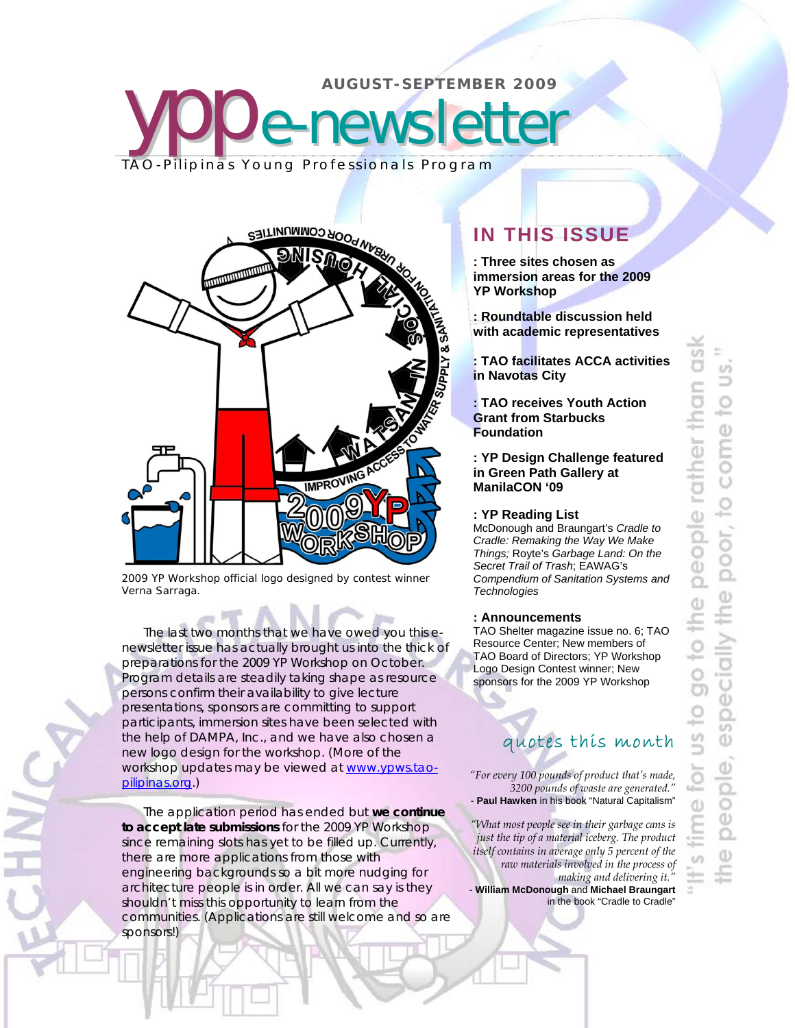AUGUST-SEPTEMBER 2009

# ypp e-newsletter

TAO-Pilipinas Young Professionals Program

2009 YP Workshop official logo designed by contest winner Verna Sarraga.

The last two months that we have owed you this e-newsletter issue has actually brought us into the thick of preparations for the 2009 YP Workshop on October. Program details are steadily taking shape as resource persons confirm their availability to give lecture presentations, sponsors are committing to support participants, immersion sites have been selected with the help of DAMPA, Inc., and we have also chosen a new logo design for the workshop. (More of the workshop updates may be viewed at [www.ypws.tao-pilipinas.org](http://www.ypws.tao-pilipinas.org).)

The application period has ended but **we continue to accept late submissions** for the 2009 YP Workshop since remaining slots has yet to be filled up. Currently, there are more applications from those with engineering backgrounds so a bit more nudging for architecture people is in order. All we can say is they shouldn't miss this opportunity to learn from the communities. (Applications are still welcome and so are sponsors!)

## IN THIS ISSUE

**: Three sites chosen as immersion areas for the 2009 YP Workshop**

**: Roundtable discussion held with academic representatives**

**: TAO facilitates ACCA activities in Navotas City**

**: TAO receives Youth Action Grant from Starbucks Foundation**

**: YP Design Challenge featured in Green Path Gallery at ManilaCON '09**

**: YP Reading List**
McDonough and Braungart's *Cradle to Cradle: Remaking the Way We Make Things;* Royte's *Garbage Land: On the Secret Trail of Trash*; EAWAG's *Compendium of Sanitation Systems and Technologies*

**: Announcements**
TAO Shelter magazine issue no. 6; TAO Resource Center; New members of TAO Board of Directors; YP Workshop Logo Design Contest winner; New sponsors for the 2009 YP Workshop

## quotes this month

*"For every 100 pounds of product that's made, 3200 pounds of waste are generated."*
- **Paul Hawken** in his book "Natural Capitalism"

*"What most people see in their garbage cans is just the tip of a material iceberg. The product itself contains in average only 5 percent of the raw materials involved in the process of making and delivering it."*
- **William McDonough** and **Michael Braungart** in the book "Cradle to Cradle"

"It's time for us to go to the people rather than ask the people, especially the poor, to come to us."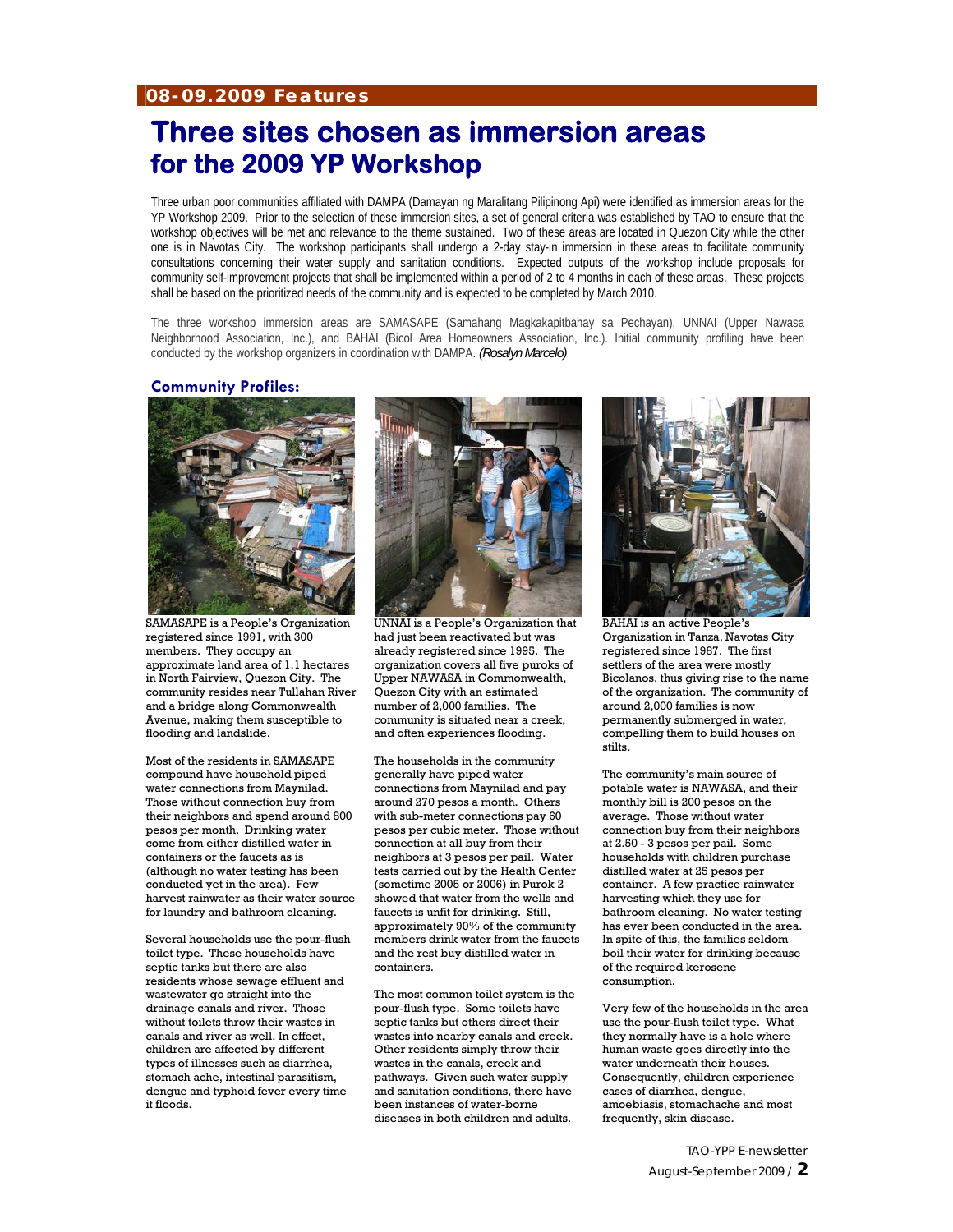**08-09.2009 Features**

# Three sites chosen as immersion areas for the 2009 YP Workshop

Three urban poor communities affiliated with DAMPA (Damayan ng Maralitang Pilipinong Api) were identified as immersion areas for the YP Workshop 2009. Prior to the selection of these immersion sites, a set of general criteria was established by TAO to ensure that the workshop objectives will be met and relevance to the theme sustained. Two of these areas are located in Quezon City while the other one is in Navotas City. The workshop participants shall undergo a 2-day stay-in immersion in these areas to facilitate community consultations concerning their water supply and sanitation conditions. Expected outputs of the workshop include proposals for community self-improvement projects that shall be implemented within a period of 2 to 4 months in each of these areas. These projects shall be based on the prioritized needs of the community and is expected to be completed by March 2010.

The three workshop immersion areas are SAMASAPE (Samahang Magkakapitbahay sa Pechayan), UNNAI (Upper Nawasa Neighborhood Association, Inc.), and BAHAI (Bicol Area Homeowners Association, Inc.). Initial community profiling have been conducted by the workshop organizers in coordination with DAMPA. *(Rosalyn Marcelo)*

## Community Profiles:

SAMASAPE is a People's Organization registered since 1991, with 300 members. They occupy an approximate land area of 1.1 hectares in North Fairview, Quezon City. The community resides near Tullahan River and a bridge along Commonwealth Avenue, making them susceptible to flooding and landslide.

Most of the residents in SAMASAPE compound have household piped water connections from Maynilad. Those without connection buy from their neighbors and spend around 800 pesos per month. Drinking water come from either distilled water in containers or the faucets as is (although no water testing has been conducted yet in the area). Few harvest rainwater as their water source for laundry and bathroom cleaning.

Several households use the pour-flush toilet type. These households have septic tanks but there are also residents whose sewage effluent and wastewater go straight into the drainage canals and river. Those without toilets throw their wastes in canals and river as well. In effect, children are affected by different types of illnesses such as diarrhea, stomach ache, intestinal parasitism, dengue and typhoid fever every time it floods.

UNNAI is a People's Organization that had just been reactivated but was already registered since 1995. The organization covers all five puroks of Upper NAWASA in Commonwealth, Quezon City with an estimated number of 2,000 families. The community is situated near a creek, and often experiences flooding.

The households in the community generally have piped water connections from Maynilad and pay around 270 pesos a month. Others with sub-meter connections pay 60 pesos per cubic meter. Those without connection at all buy from their neighbors at 3 pesos per pail. Water tests carried out by the Health Center (sometime 2005 or 2006) in Purok 2 showed that water from the wells and faucets is unfit for drinking. Still, approximately 90% of the community members drink water from the faucets and the rest buy distilled water in containers.

The most common toilet system is the pour-flush type. Some toilets have septic tanks but others direct their wastes into nearby canals and creek. Other residents simply throw their wastes in the canals, creek and pathways. Given such water supply and sanitation conditions, there have been instances of water-borne diseases in both children and adults.

BAHAI is an active People's Organization in Tanza, Navotas City registered since 1987. The first settlers of the area were mostly Bicolanos, thus giving rise to the name of the organization. The community of around 2,000 families is now permanently submerged in water, compelling them to build houses on stilts.

The community's main source of potable water is NAWASA, and their monthly bill is 200 pesos on the average. Those without water connection buy from their neighbors at 2.50 - 3 pesos per pail. Some households with children purchase distilled water at 25 pesos per container. A few practice rainwater harvesting which they use for bathroom cleaning. No water testing has ever been conducted in the area. In spite of this, the families seldom boil their water for drinking because of the required kerosene consumption.

Very few of the households in the area use the pour-flush toilet type. What they normally have is a hole where human waste goes directly into the water underneath their houses. Consequently, children experience cases of diarrhea, dengue, amoebiasis, stomachache and most frequently, skin disease.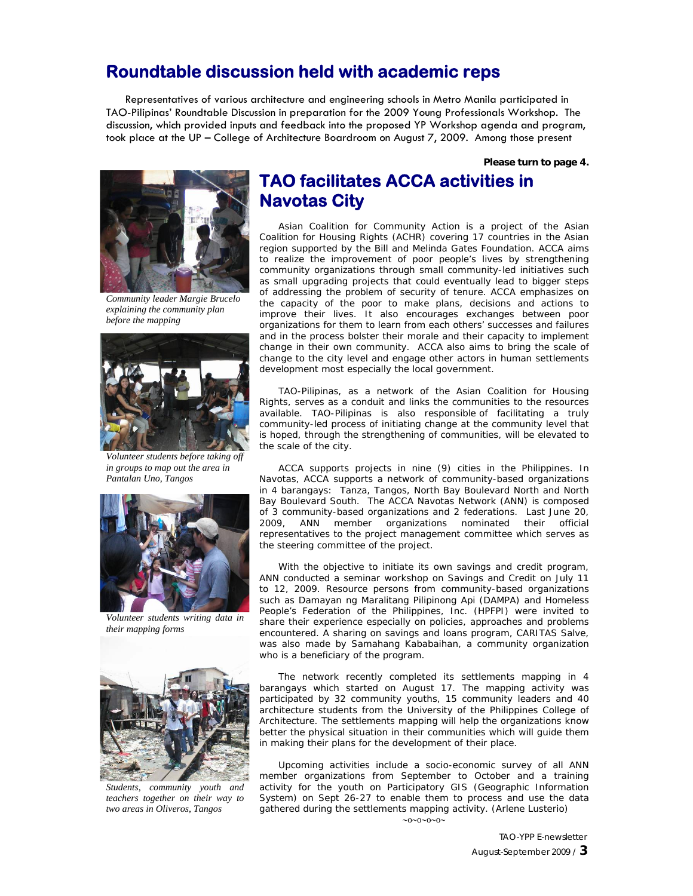## Roundtable discussion held with academic reps

Representatives of various architecture and engineering schools in Metro Manila participated in TAO-Pilipinas' Roundtable Discussion in preparation for the 2009 Young Professionals Workshop. The discussion, which provided inputs and feedback into the proposed YP Workshop agenda and program, took place at the UP – College of Architecture Boardroom on August 7, 2009. Among those present

**Please turn to page 4.**

## TAO facilitates ACCA activities in Navotas City

Asian Coalition for Community Action is a project of the Asian Coalition for Housing Rights (ACHR) covering 17 countries in the Asian region supported by the Bill and Melinda Gates Foundation. ACCA aims to realize the improvement of poor people's lives by strengthening community organizations through small community-led initiatives such as small upgrading projects that could eventually lead to bigger steps of addressing the problem of security of tenure. ACCA emphasizes on the capacity of the poor to make plans, decisions and actions to improve their lives. It also encourages exchanges between poor organizations for them to learn from each others' successes and failures and in the process bolster their morale and their capacity to implement change in their own community. ACCA also aims to bring the scale of change to the city level and engage other actors in human settlements development most especially the local government.

TAO-Pilipinas, as a network of the Asian Coalition for Housing Rights, serves as a conduit and links the communities to the resources available. TAO-Pilipinas is also responsible of facilitating a truly community-led process of initiating change at the community level that is hoped, through the strengthening of communities, will be elevated to the scale of the city.

ACCA supports projects in nine (9) cities in the Philippines. In Navotas, ACCA supports a network of community-based organizations in 4 barangays: Tanza, Tangos, North Bay Boulevard North and North Bay Boulevard South. The ACCA Navotas Network (ANN) is composed of 3 community-based organizations and 2 federations. Last June 20, 2009, ANN member organizations nominated their official representatives to the project management committee which serves as the steering committee of the project.

With the objective to initiate its own savings and credit program, ANN conducted a seminar workshop on Savings and Credit on July 11 to 12, 2009. Resource persons from community-based organizations such as Damayan ng Maralitang Pilipinong Api (DAMPA) and Homeless People's Federation of the Philippines, Inc. (HPFPI) were invited to share their experience especially on policies, approaches and problems encountered. A sharing on savings and loans program, CARITAS Salve, was also made by Samahang Kababaihan, a community organization who is a beneficiary of the program.

The network recently completed its settlements mapping in 4 barangays which started on August 17. The mapping activity was participated by 32 community youths, 15 community leaders and 40 architecture students from the University of the Philippines College of Architecture. The settlements mapping will help the organizations know better the physical situation in their communities which will guide them in making their plans for the development of their place.

Upcoming activities include a socio-economic survey of all ANN member organizations from September to October and a training activity for the youth on Participatory GIS (Geographic Information System) on Sept 26-27 to enable them to process and use the data gathered during the settlements mapping activity. (Arlene Lusterio)

~o~o~o~o~

*Community leader Margie Brucelo explaining the community plan before the mapping*

*Volunteer students before taking off in groups to map out the area in Pantalan Uno, Tangos*

*Volunteer students writing data in their mapping forms*

*Students, community youth and teachers together on their way to two areas in Oliveros, Tangos*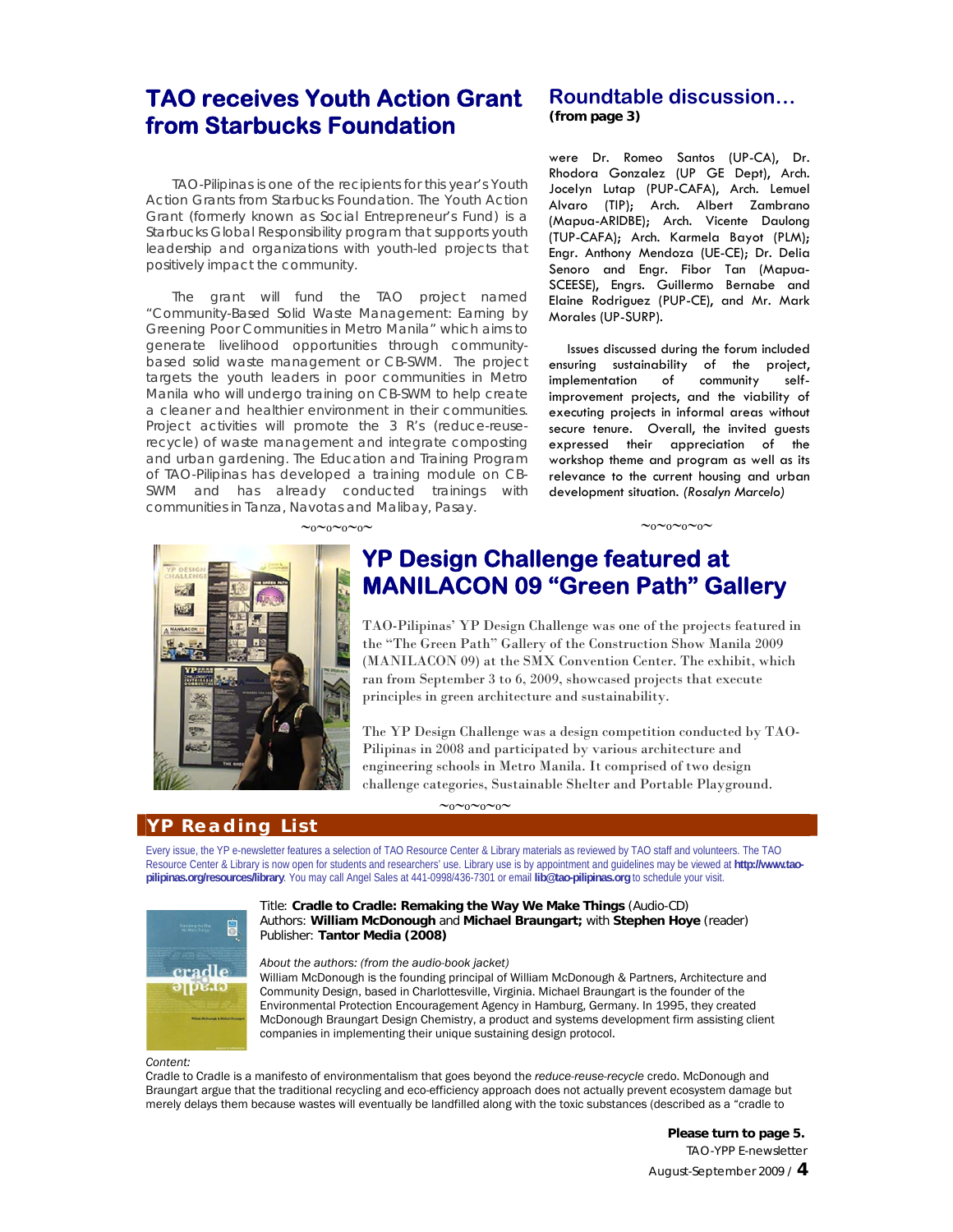## TAO receives Youth Action Grant from Starbucks Foundation

TAO-Pilipinas is one of the recipients for this year's Youth Action Grants from Starbucks Foundation. The Youth Action Grant (formerly known as Social Entrepreneur's Fund) is a Starbucks Global Responsibility program that supports youth leadership and organizations with youth-led projects that positively impact the community.

The grant will fund the TAO project named "Community-Based Solid Waste Management: Earning by Greening Poor Communities in Metro Manila" which aims to generate livelihood opportunities through community-based solid waste management or CB-SWM. The project targets the youth leaders in poor communities in Metro Manila who will undergo training on CB-SWM to help create a cleaner and healthier environment in their communities. Project activities will promote the 3 R's (reduce-reuse-recycle) of waste management and integrate composting and urban gardening. The Education and Training Program of TAO-Pilipinas has developed a training module on CB-SWM and has already conducted trainings with communities in Tanza, Navotas and Malibay, Pasay.

~o~o~o~o~

## Roundtable discussion...
**(from page 3)**

were Dr. Romeo Santos (UP-CA), Dr. Rhodora Gonzalez (UP GE Dept), Arch. Jocelyn Lutap (PUP-CAFA), Arch. Lemuel Alvaro (TIP); Arch. Albert Zambrano (Mapua-ARIDBE); Arch. Vicente Daulong (TUP-CAFA); Arch. Karmela Bayot (PLM); Engr. Anthony Mendoza (UE-CE); Dr. Delia Senoro and Engr. Fibor Tan (Mapua-SCEESE), Engrs. Guillermo Bernabe and Elaine Rodriguez (PUP-CE), and Mr. Mark Morales (UP-SURP).

Issues discussed during the forum included ensuring sustainability of the project, implementation of community self-improvement projects, and the viability of executing projects in informal areas without secure tenure. Overall, the invited guests expressed their appreciation of the workshop theme and program as well as its relevance to the current housing and urban development situation. *(Rosalyn Marcelo)*

~o~o~o~o~

## YP Design Challenge featured at MANILACON 09 "Green Path" Gallery

TAO-Pilipinas' YP Design Challenge was one of the projects featured in the "The Green Path" Gallery of the Construction Show Manila 2009 (MANILACON 09) at the SMX Convention Center. The exhibit, which ran from September 3 to 6, 2009, showcased projects that execute principles in green architecture and sustainability.

The YP Design Challenge was a design competition conducted by TAO-Pilipinas in 2008 and participated by various architecture and engineering schools in Metro Manila. It comprised of two design challenge categories, Sustainable Shelter and Portable Playground.

~o~o~o~o~

## YP Reading List

Every issue, the YP e-newsletter features a selection of TAO Resource Center & Library materials as reviewed by TAO staff and volunteers. The TAO Resource Center & Library is now open for students and researchers' use. Library use is by appointment and guidelines may be viewed at **http://www.tao-pilipinas.org/resources/library**. You may call Angel Sales at 441-0998/436-7301 or email **lib@tao-pilipinas.org** to schedule your visit.

Title: **Cradle to Cradle: Remaking the Way We Make Things** (Audio-CD)
Authors: **William McDonough** and **Michael Braungart;** with **Stephen Hoye** (reader)
Publisher: **Tantor Media (2008)**

*About the authors: (from the audio-book jacket)*
William McDonough is the founding principal of William McDonough & Partners, Architecture and Community Design, based in Charlottesville, Virginia. Michael Braungart is the founder of the Environmental Protection Encouragement Agency in Hamburg, Germany. In 1995, they created McDonough Braungart Design Chemistry, a product and systems development firm assisting client companies in implementing their unique sustaining design protocol.

*Content:*
Cradle to Cradle is a manifesto of environmentalism that goes beyond the *reduce-reuse-recycle* credo. McDonough and Braungart argue that the traditional recycling and eco-efficiency approach does not actually prevent ecosystem damage but merely delays them because wastes will eventually be landfilled along with the toxic substances (described as a "cradle to

**Please turn to page 5.**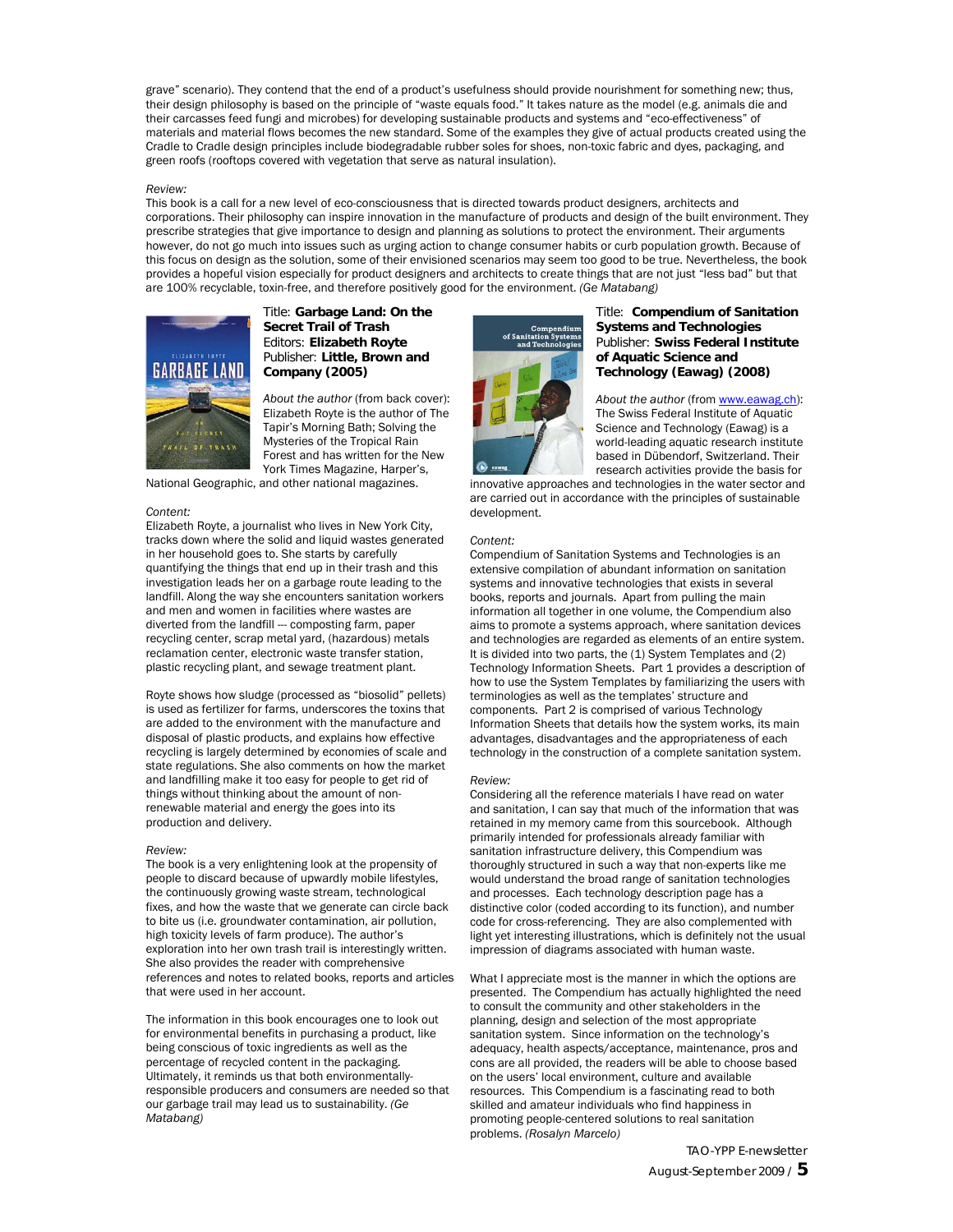grave" scenario). They contend that the end of a product's usefulness should provide nourishment for something new; thus, their design philosophy is based on the principle of "waste equals food." It takes nature as the model (e.g. animals die and their carcasses feed fungi and microbes) for developing sustainable products and systems and "eco-effectiveness" of materials and material flows becomes the new standard. Some of the examples they give of actual products created using the Cradle to Cradle design principles include biodegradable rubber soles for shoes, non-toxic fabric and dyes, packaging, and green roofs (rooftops covered with vegetation that serve as natural insulation).

*Review:*
This book is a call for a new level of eco-consciousness that is directed towards product designers, architects and corporations. Their philosophy can inspire innovation in the manufacture of products and design of the built environment. They prescribe strategies that give importance to design and planning as solutions to protect the environment. Their arguments however, do not go much into issues such as urging action to change consumer habits or curb population growth. Because of this focus on design as the solution, some of their envisioned scenarios may seem too good to be true. Nevertheless, the book provides a hopeful vision especially for product designers and architects to create things that are not just "less bad" but that are 100% recyclable, toxin-free, and therefore positively good for the environment. *(Ge Matabang)*

Title: **Garbage Land: On the Secret Trail of Trash**
Editors: **Elizabeth Royte**
Publisher: **Little, Brown and Company (2005)**

*About the author* (from back cover): Elizabeth Royte is the author of The Tapir's Morning Bath; Solving the Mysteries of the Tropical Rain Forest and has written for the New York Times Magazine, Harper's, National Geographic, and other national magazines.

*Content:*
Elizabeth Royte, a journalist who lives in New York City, tracks down where the solid and liquid wastes generated in her household goes to. She starts by carefully quantifying the things that end up in their trash and this investigation leads her on a garbage route leading to the landfill. Along the way she encounters sanitation workers and men and women in facilities where wastes are diverted from the landfill --- composting farm, paper recycling center, scrap metal yard, (hazardous) metals reclamation center, electronic waste transfer station, plastic recycling plant, and sewage treatment plant.

Royte shows how sludge (processed as "biosolid" pellets) is used as fertilizer for farms, underscores the toxins that are added to the environment with the manufacture and disposal of plastic products, and explains how effective recycling is largely determined by economies of scale and state regulations. She also comments on how the market and landfilling make it too easy for people to get rid of things without thinking about the amount of non-renewable material and energy the goes into its production and delivery.

*Review:*
The book is a very enlightening look at the propensity of people to discard because of upwardly mobile lifestyles, the continuously growing waste stream, technological fixes, and how the waste that we generate can circle back to bite us (i.e. groundwater contamination, air pollution, high toxicity levels of farm produce). The author's exploration into her own trash trail is interestingly written. She also provides the reader with comprehensive references and notes to related books, reports and articles that were used in her account.

The information in this book encourages one to look out for environmental benefits in purchasing a product, like being conscious of toxic ingredients as well as the percentage of recycled content in the packaging. Ultimately, it reminds us that both environmentally-responsible producers and consumers are needed so that our garbage trail may lead us to sustainability. *(Ge Matabang)*

Title: **Compendium of Sanitation Systems and Technologies**
Publisher: **Swiss Federal Institute of Aquatic Science and Technology (Eawag) (2008)**

*About the author* (from www.eawag.ch): The Swiss Federal Institute of Aquatic Science and Technology (Eawag) is a world-leading aquatic research institute based in Dübendorf, Switzerland. Their research activities provide the basis for innovative approaches and technologies in the water sector and are carried out in accordance with the principles of sustainable development.

*Content:*
Compendium of Sanitation Systems and Technologies is an extensive compilation of abundant information on sanitation systems and innovative technologies that exists in several books, reports and journals. Apart from pulling the main information all together in one volume, the Compendium also aims to promote a systems approach, where sanitation devices and technologies are regarded as elements of an entire system. It is divided into two parts, the (1) System Templates and (2) Technology Information Sheets. Part 1 provides a description of how to use the System Templates by familiarizing the users with terminologies as well as the templates' structure and components. Part 2 is comprised of various Technology Information Sheets that details how the system works, its main advantages, disadvantages and the appropriateness of each technology in the construction of a complete sanitation system.

*Review:*
Considering all the reference materials I have read on water and sanitation, I can say that much of the information that was retained in my memory came from this sourcebook. Although primarily intended for professionals already familiar with sanitation infrastructure delivery, this Compendium was thoroughly structured in such a way that non-experts like me would understand the broad range of sanitation technologies and processes. Each technology description page has a distinctive color (coded according to its function), and number code for cross-referencing. They are also complemented with light yet interesting illustrations, which is definitely not the usual impression of diagrams associated with human waste.

What I appreciate most is the manner in which the options are presented. The Compendium has actually highlighted the need to consult the community and other stakeholders in the planning, design and selection of the most appropriate sanitation system. Since information on the technology's adequacy, health aspects/acceptance, maintenance, pros and cons are all provided, the readers will be able to choose based on the users' local environment, culture and available resources. This Compendium is a fascinating read to both skilled and amateur individuals who find happiness in promoting people-centered solutions to real sanitation problems. *(Rosalyn Marcelo)*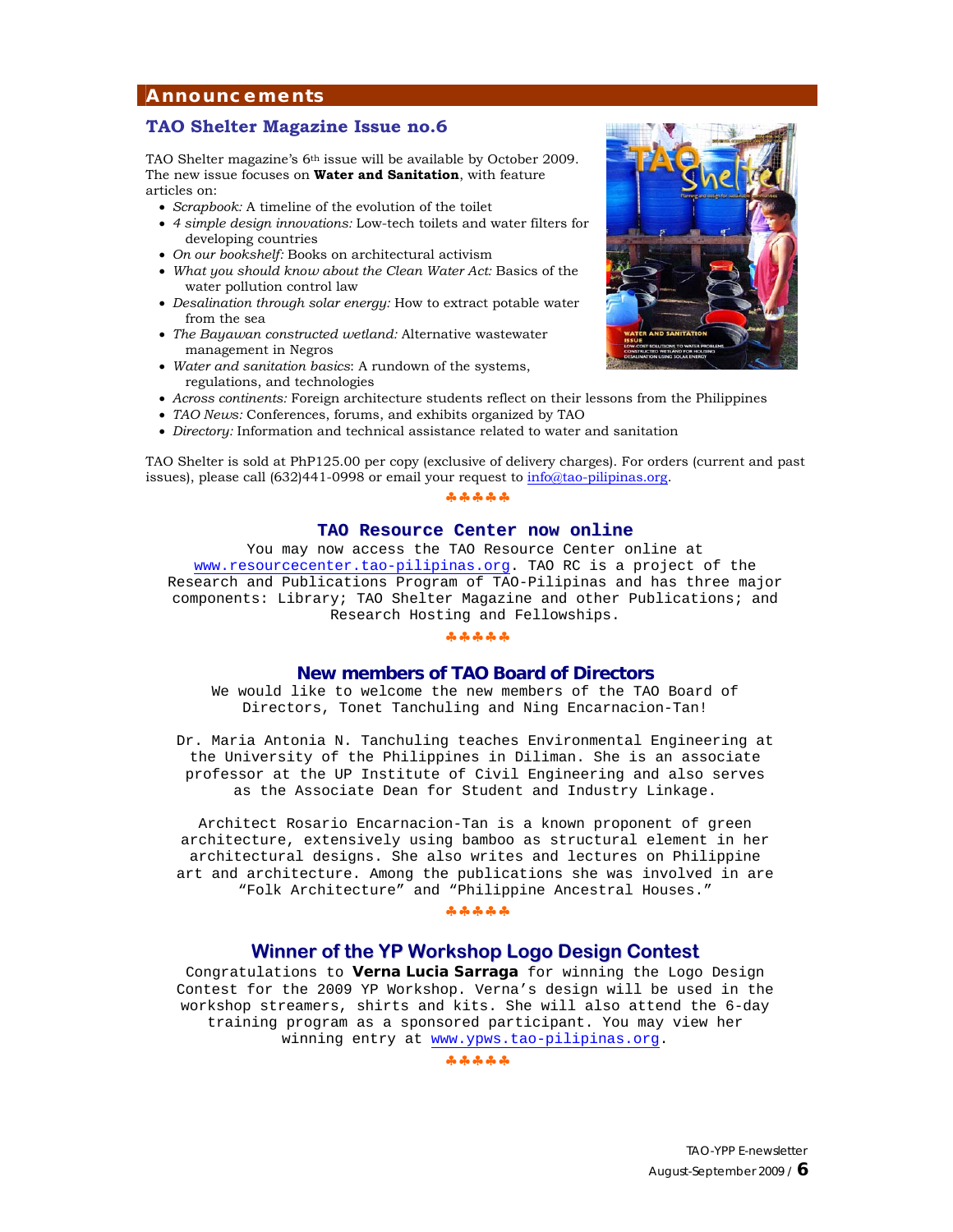## Announcements

### TAO Shelter Magazine Issue no.6

TAO Shelter magazine's 6th issue will be available by October 2009. The new issue focuses on **Water and Sanitation**, with feature articles on:

- *Scrapbook:* A timeline of the evolution of the toilet
- *4 simple design innovations:* Low-tech toilets and water filters for developing countries
- *On our bookshelf:* Books on architectural activism
- *What you should know about the Clean Water Act:* Basics of the water pollution control law
- *Desalination through solar energy:* How to extract potable water from the sea
- *The Bayawan constructed wetland:* Alternative wastewater management in Negros
- *Water and sanitation basics*: A rundown of the systems, regulations, and technologies
- *Across continents:* Foreign architecture students reflect on their lessons from the Philippines
- *TAO News:* Conferences, forums, and exhibits organized by TAO
- *Directory:* Information and technical assistance related to water and sanitation

TAO Shelter is sold at PhP125.00 per copy (exclusive of delivery charges). For orders (current and past issues), please call (632)441-0998 or email your request to info@tao-pilipinas.org.

♣♣♣♣♣

### TAO Resource Center now online

You may now access the TAO Resource Center online at www.resourcecenter.tao-pilipinas.org. TAO RC is a project of the Research and Publications Program of TAO-Pilipinas and has three major components: Library; TAO Shelter Magazine and other Publications; and Research Hosting and Fellowships.

♣♣♣♣♣

### New members of TAO Board of Directors

We would like to welcome the new members of the TAO Board of Directors, Tonet Tanchuling and Ning Encarnacion-Tan!

Dr. Maria Antonia N. Tanchuling teaches Environmental Engineering at the University of the Philippines in Diliman. She is an associate professor at the UP Institute of Civil Engineering and also serves as the Associate Dean for Student and Industry Linkage.

Architect Rosario Encarnacion-Tan is a known proponent of green architecture, extensively using bamboo as structural element in her architectural designs. She also writes and lectures on Philippine art and architecture. Among the publications she was involved in are "Folk Architecture" and "Philippine Ancestral Houses."

♣♣♣♣♣

### Winner of the YP Workshop Logo Design Contest

Congratulations to **Verna Lucia Sarraga** for winning the Logo Design Contest for the 2009 YP Workshop. Verna's design will be used in the workshop streamers, shirts and kits. She will also attend the 6-day training program as a sponsored participant. You may view her winning entry at www.ypws.tao-pilipinas.org.

♣♣♣♣♣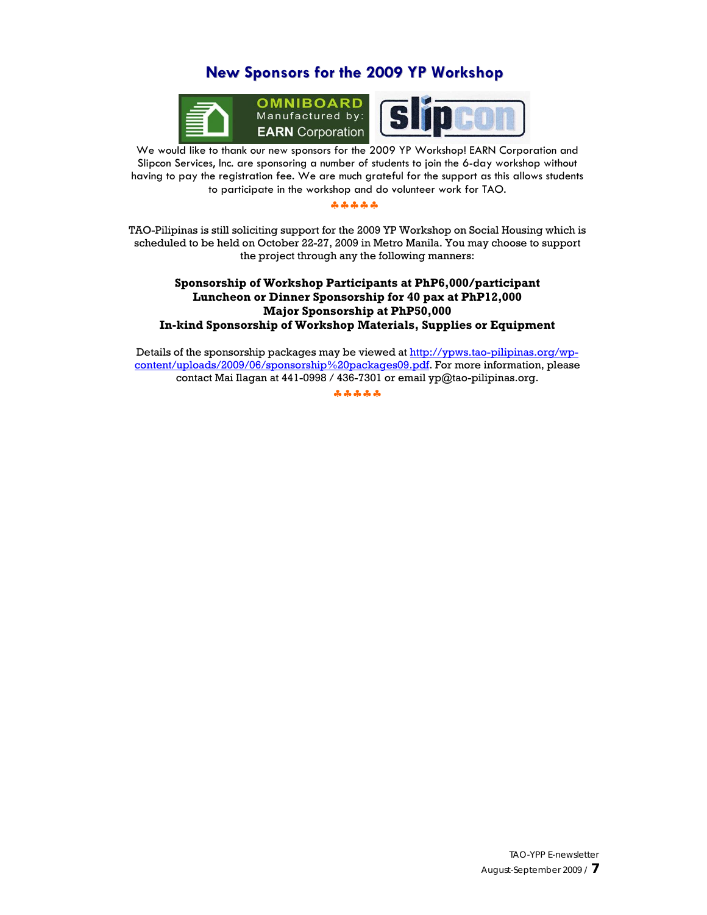## New Sponsors for the 2009 YP Workshop

We would like to thank our new sponsors for the 2009 YP Workshop! EARN Corporation and Slipcon Services, Inc. are sponsoring a number of students to join the 6-day workshop without having to pay the registration fee. We are much grateful for the support as this allows students to participate in the workshop and do volunteer work for TAO.

♣♣♣♣♣

TAO-Pilipinas is still soliciting support for the 2009 YP Workshop on Social Housing which is scheduled to be held on October 22-27, 2009 in Metro Manila. You may choose to support the project through any the following manners:

**Sponsorship of Workshop Participants at PhP6,000/participant**
**Luncheon or Dinner Sponsorship for 40 pax at PhP12,000**
**Major Sponsorship at PhP50,000**
**In-kind Sponsorship of Workshop Materials, Supplies or Equipment**

Details of the sponsorship packages may be viewed at http://ypws.tao-pilipinas.org/wp-content/uploads/2009/06/sponsorship%20packages09.pdf. For more information, please contact Mai Ilagan at 441-0998 / 436-7301 or email yp@tao-pilipinas.org.

♣♣♣♣♣